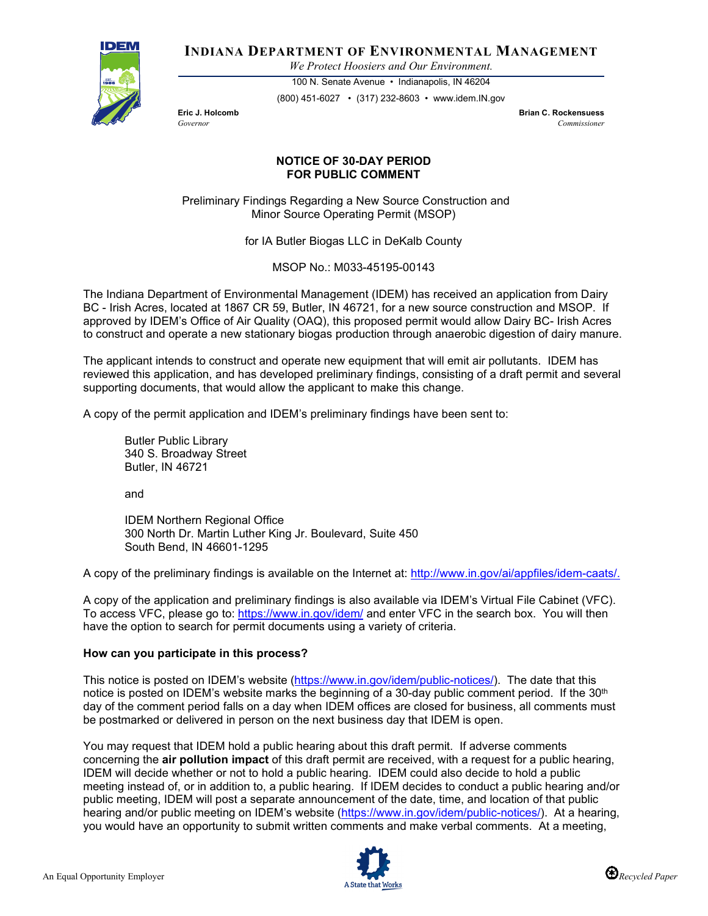# INDIANA DEPARTMENT OF ENVIRONMENTAL MANAGEMENT

*We Protect Hoosiers and Our Environment.*

100 N. Senate Avenue • Indianapolis, IN 46204

(800) 451-6027 • (317) 232-8603 • www.idem.IN.gov

**Eric J. Holcomb**
*Governor*

**Brian C. Rockensuess**
*Commissioner*

## NOTICE OF 30-DAY PERIOD FOR PUBLIC COMMENT

Preliminary Findings Regarding a New Source Construction and Minor Source Operating Permit (MSOP)

for IA Butler Biogas LLC in DeKalb County

MSOP No.: M033-45195-00143

The Indiana Department of Environmental Management (IDEM) has received an application from Dairy BC - Irish Acres, located at 1867 CR 59, Butler, IN 46721, for a new source construction and MSOP. If approved by IDEM's Office of Air Quality (OAQ), this proposed permit would allow Dairy BC- Irish Acres to construct and operate a new stationary biogas production through anaerobic digestion of dairy manure.

The applicant intends to construct and operate new equipment that will emit air pollutants. IDEM has reviewed this application, and has developed preliminary findings, consisting of a draft permit and several supporting documents, that would allow the applicant to make this change.

A copy of the permit application and IDEM's preliminary findings have been sent to:

Butler Public Library
340 S. Broadway Street
Butler, IN 46721

and

IDEM Northern Regional Office
300 North Dr. Martin Luther King Jr. Boulevard, Suite 450
South Bend, IN 46601-1295

A copy of the preliminary findings is available on the Internet at: http://www.in.gov/ai/appfiles/idem-caats/.

A copy of the application and preliminary findings is also available via IDEM's Virtual File Cabinet (VFC). To access VFC, please go to: https://www.in.gov/idem/ and enter VFC in the search box. You will then have the option to search for permit documents using a variety of criteria.

**How can you participate in this process?**

This notice is posted on IDEM's website (https://www.in.gov/idem/public-notices/). The date that this notice is posted on IDEM's website marks the beginning of a 30-day public comment period. If the 30th day of the comment period falls on a day when IDEM offices are closed for business, all comments must be postmarked or delivered in person on the next business day that IDEM is open.

You may request that IDEM hold a public hearing about this draft permit. If adverse comments concerning the **air pollution impact** of this draft permit are received, with a request for a public hearing, IDEM will decide whether or not to hold a public hearing. IDEM could also decide to hold a public meeting instead of, or in addition to, a public hearing. If IDEM decides to conduct a public hearing and/or public meeting, IDEM will post a separate announcement of the date, time, and location of that public hearing and/or public meeting on IDEM's website (https://www.in.gov/idem/public-notices/). At a hearing, you would have an opportunity to submit written comments and make verbal comments. At a meeting,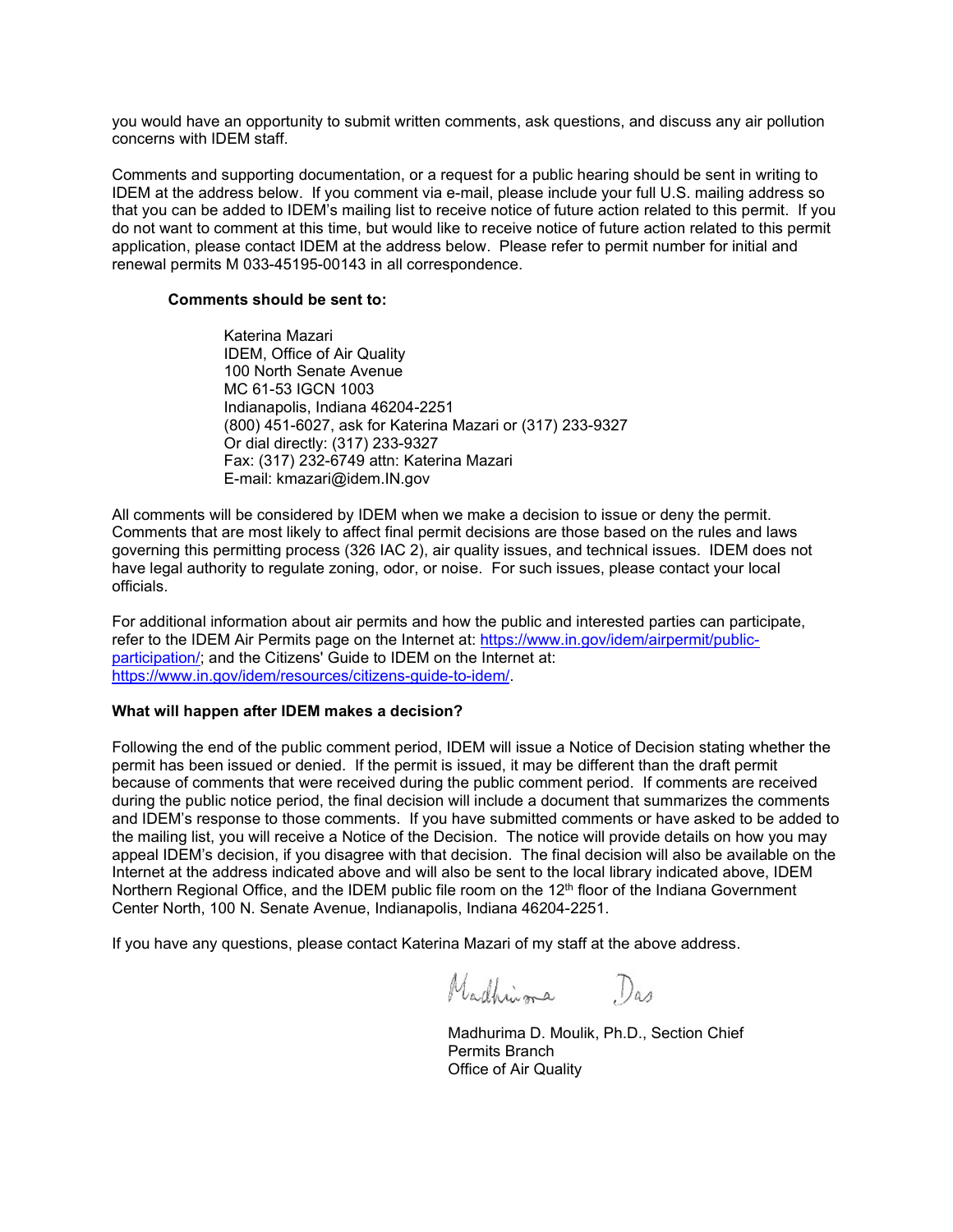you would have an opportunity to submit written comments, ask questions, and discuss any air pollution concerns with IDEM staff.

Comments and supporting documentation, or a request for a public hearing should be sent in writing to IDEM at the address below. If you comment via e-mail, please include your full U.S. mailing address so that you can be added to IDEM's mailing list to receive notice of future action related to this permit. If you do not want to comment at this time, but would like to receive notice of future action related to this permit application, please contact IDEM at the address below. Please refer to permit number for initial and renewal permits M 033-45195-00143 in all correspondence.

**Comments should be sent to:**

Katerina Mazari
IDEM, Office of Air Quality
100 North Senate Avenue
MC 61-53 IGCN 1003
Indianapolis, Indiana 46204-2251
(800) 451-6027, ask for Katerina Mazari or (317) 233-9327
Or dial directly: (317) 233-9327
Fax: (317) 232-6749 attn: Katerina Mazari
E-mail: kmazari@idem.IN.gov

All comments will be considered by IDEM when we make a decision to issue or deny the permit. Comments that are most likely to affect final permit decisions are those based on the rules and laws governing this permitting process (326 IAC 2), air quality issues, and technical issues. IDEM does not have legal authority to regulate zoning, odor, or noise. For such issues, please contact your local officials.

For additional information about air permits and how the public and interested parties can participate, refer to the IDEM Air Permits page on the Internet at: https://www.in.gov/idem/airpermit/public-participation/; and the Citizens' Guide to IDEM on the Internet at: https://www.in.gov/idem/resources/citizens-guide-to-idem/.

**What will happen after IDEM makes a decision?**

Following the end of the public comment period, IDEM will issue a Notice of Decision stating whether the permit has been issued or denied. If the permit is issued, it may be different than the draft permit because of comments that were received during the public comment period. If comments are received during the public notice period, the final decision will include a document that summarizes the comments and IDEM's response to those comments. If you have submitted comments or have asked to be added to the mailing list, you will receive a Notice of the Decision. The notice will provide details on how you may appeal IDEM's decision, if you disagree with that decision. The final decision will also be available on the Internet at the address indicated above and will also be sent to the local library indicated above, IDEM Northern Regional Office, and the IDEM public file room on the 12th floor of the Indiana Government Center North, 100 N. Senate Avenue, Indianapolis, Indiana 46204-2251.

If you have any questions, please contact Katerina Mazari of my staff at the above address.

Madhurima Das

Madhurima D. Moulik, Ph.D., Section Chief
Permits Branch
Office of Air Quality